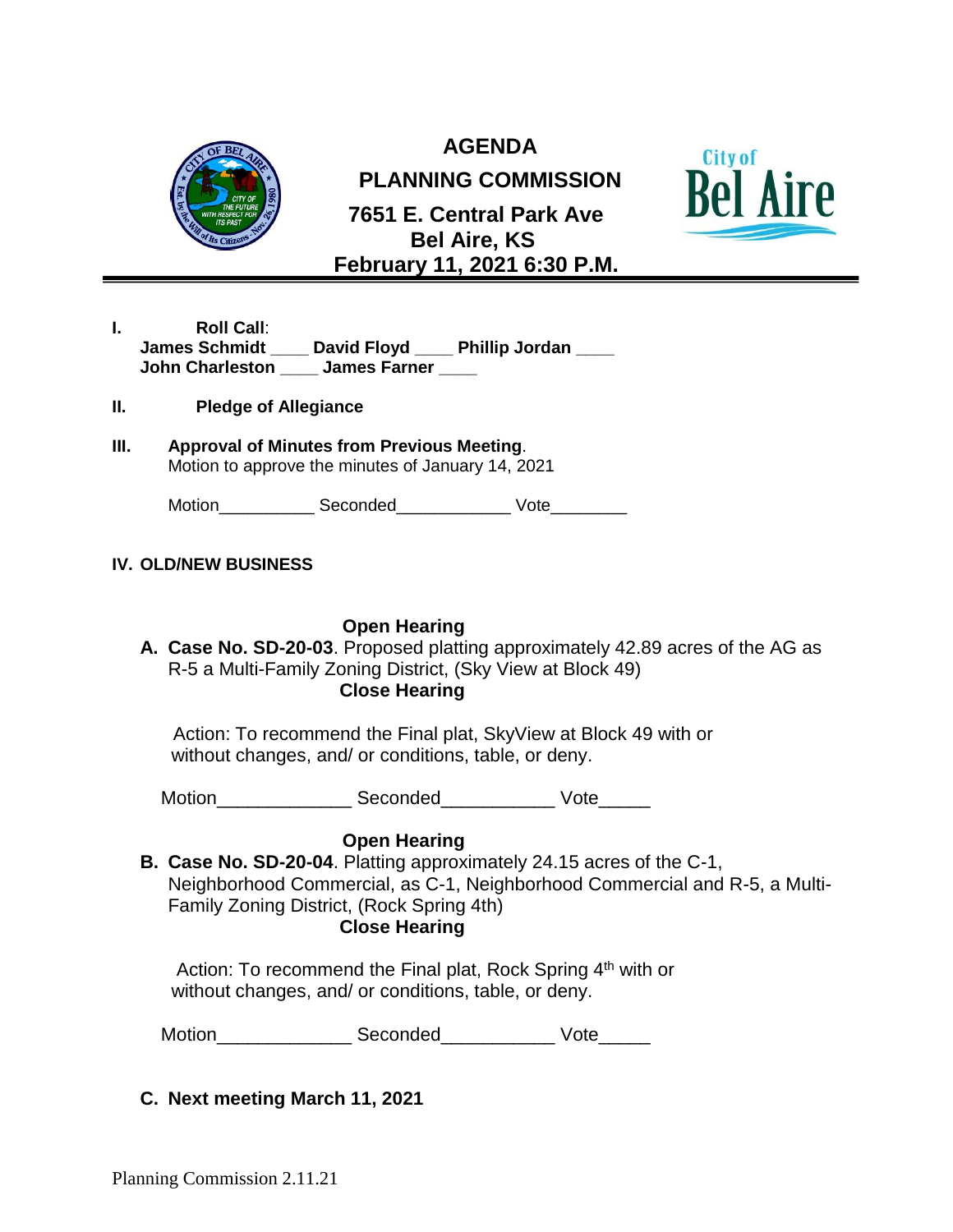# AGENDA
## PLANNING COMMISSION
**7651 E. Central Park Ave**
**Bel Aire, KS**
**February 11, 2021 6:30 P.M.**

---

**I. Roll Call**:
**James Schmidt \_\_\_\_ David Floyd \_\_\_\_ Phillip Jordan \_\_\_\_**
**John Charleston \_\_\_\_ James Farner \_\_\_\_**

**II. Pledge of Allegiance**

**III. Approval of Minutes from Previous Meeting**.
Motion to approve the minutes of January 14, 2021

Motion\_\_\_\_\_\_\_\_\_\_ Seconded\_\_\_\_\_\_\_\_\_\_\_\_ Vote\_\_\_\_\_\_\_\_

**IV. OLD/NEW BUSINESS**

**Open Hearing**

**A. Case No. SD-20-03**. Proposed platting approximately 42.89 acres of the AG as R-5 a Multi-Family Zoning District, (Sky View at Block 49)

**Close Hearing**

Action: To recommend the Final plat, SkyView at Block 49 with or without changes, and/ or conditions, table, or deny.

Motion\_\_\_\_\_\_\_\_\_\_\_\_\_ Seconded\_\_\_\_\_\_\_\_\_\_\_ Vote\_\_\_\_\_

**Open Hearing**

**B. Case No. SD-20-04**. Platting approximately 24.15 acres of the C-1, Neighborhood Commercial, as C-1, Neighborhood Commercial and R-5, a Multi-Family Zoning District, (Rock Spring 4th)

**Close Hearing**

Action: To recommend the Final plat, Rock Spring 4th with or without changes, and/ or conditions, table, or deny.

Motion\_\_\_\_\_\_\_\_\_\_\_\_\_ Seconded\_\_\_\_\_\_\_\_\_\_\_ Vote\_\_\_\_\_

**C. Next meeting March 11, 2021**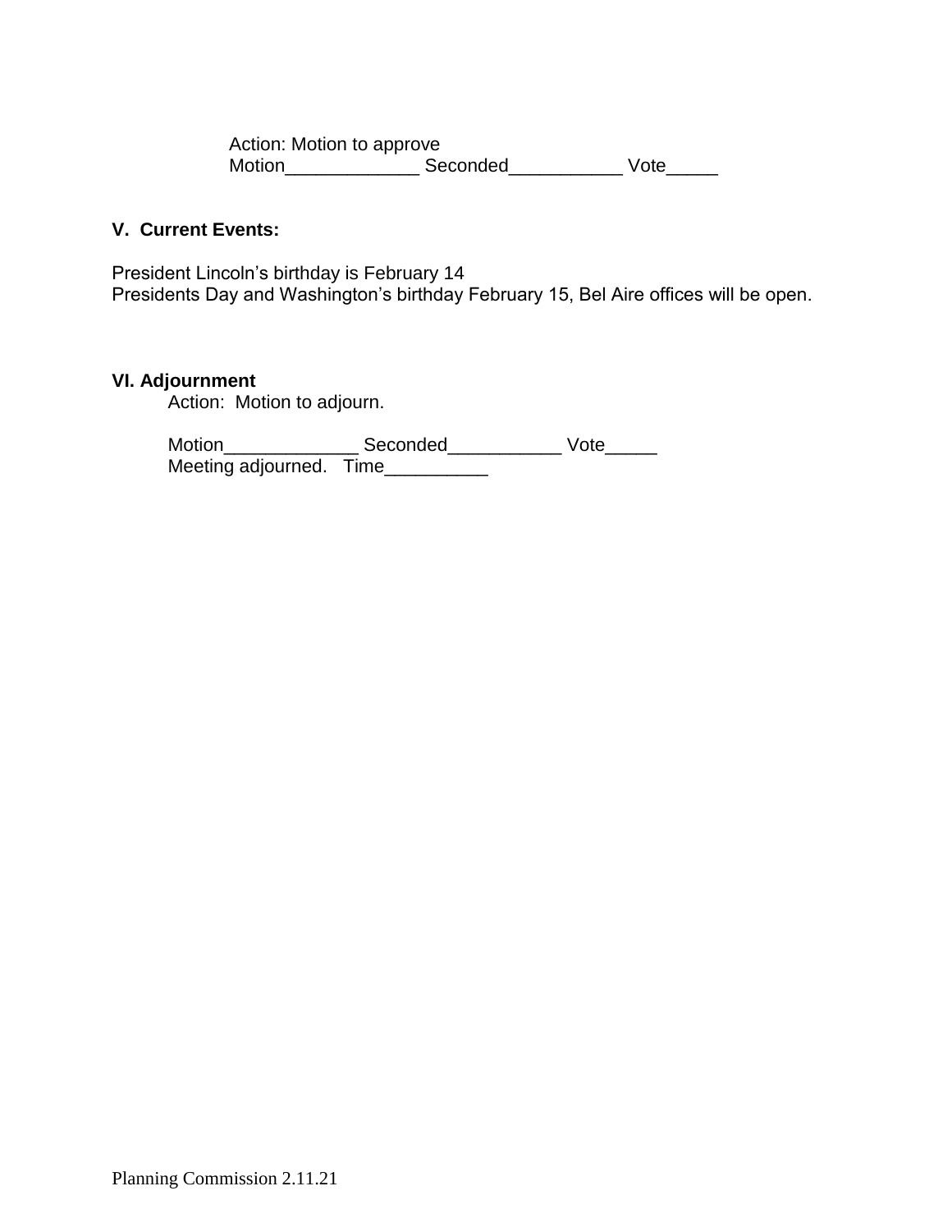Action: Motion to approve
Motion_____________ Seconded___________ Vote_____

**V. Current Events:**

President Lincoln's birthday is February 14
Presidents Day and Washington's birthday February 15, Bel Aire offices will be open.

**VI. Adjournment**

Action: Motion to adjourn.

Motion_____________ Seconded___________ Vote_____
Meeting adjourned. Time__________